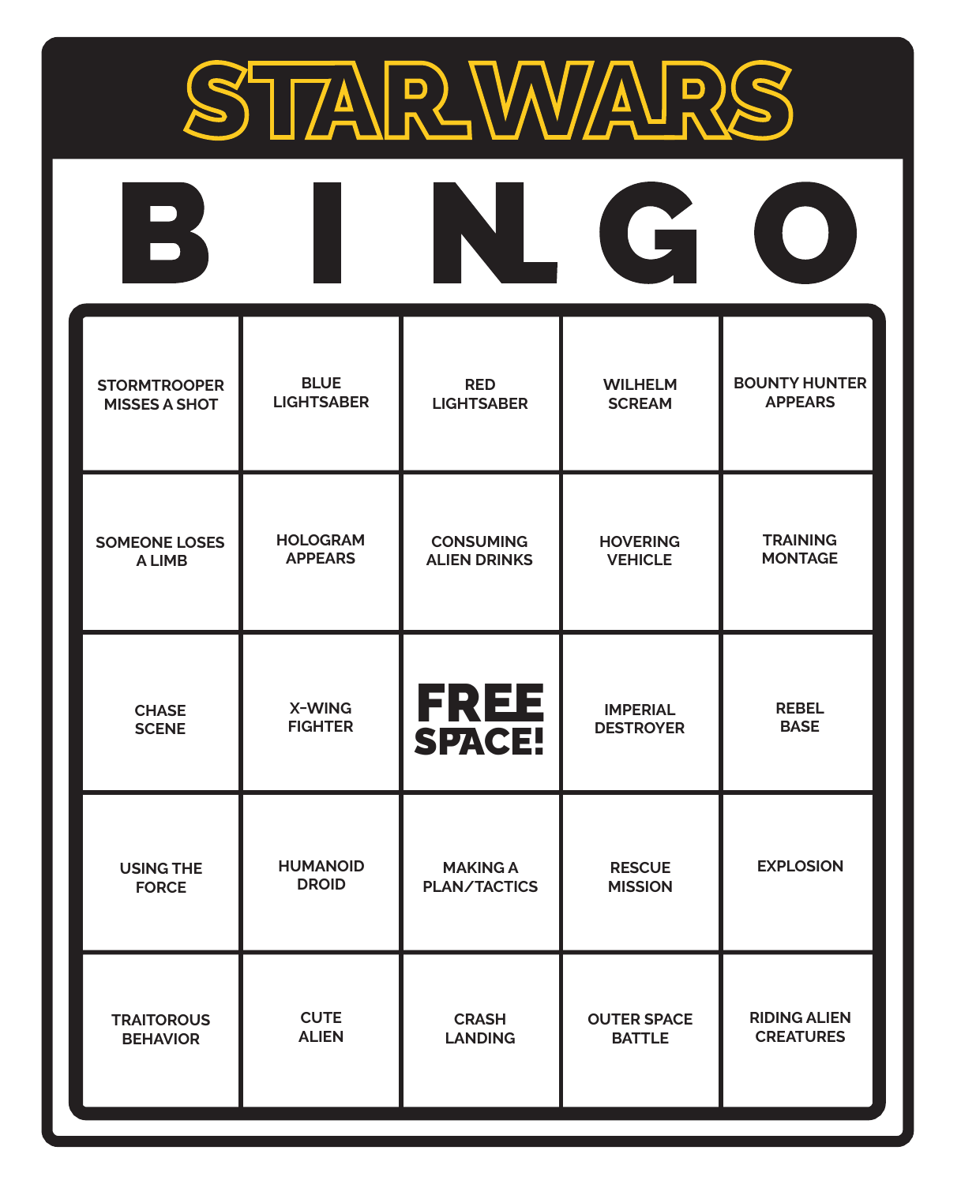# STAR WARS

## B I N G O

| B | I | N | G | O |
|---|---|---|---|---|
| STORMTROOPER MISSES A SHOT | BLUE LIGHTSABER | RED LIGHTSABER | WILHELM SCREAM | BOUNTY HUNTER APPEARS |
| SOMEONE LOSES A LIMB | HOLOGRAM APPEARS | CONSUMING ALIEN DRINKS | HOVERING VEHICLE | TRAINING MONTAGE |
| CHASE SCENE | X-WING FIGHTER | **FREE SPACE!** | IMPERIAL DESTROYER | REBEL BASE |
| USING THE FORCE | HUMANOID DROID | MAKING A PLAN/TACTICS | RESCUE MISSION | EXPLOSION |
| TRAITOROUS BEHAVIOR | CUTE ALIEN | CRASH LANDING | OUTER SPACE BATTLE | RIDING ALIEN CREATURES |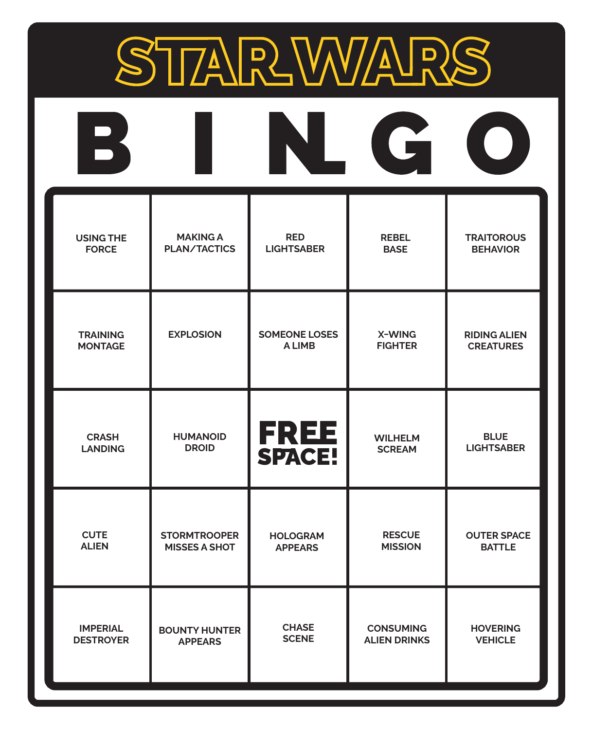# STAR WARS

## B I N G O

| B | I | N | G | O |
|---|---|---|---|---|
| USING THE FORCE | MAKING A PLAN/TACTICS | RED LIGHTSABER | REBEL BASE | TRAITOROUS BEHAVIOR |
| TRAINING MONTAGE | EXPLOSION | SOMEONE LOSES A LIMB | X-WING FIGHTER | RIDING ALIEN CREATURES |
| CRASH LANDING | HUMANOID DROID | FREE SPACE! | WILHELM SCREAM | BLUE LIGHTSABER |
| CUTE ALIEN | STORMTROOPER MISSES A SHOT | HOLOGRAM APPEARS | RESCUE MISSION | OUTER SPACE BATTLE |
| IMPERIAL DESTROYER | BOUNTY HUNTER APPEARS | CHASE SCENE | CONSUMING ALIEN DRINKS | HOVERING VEHICLE |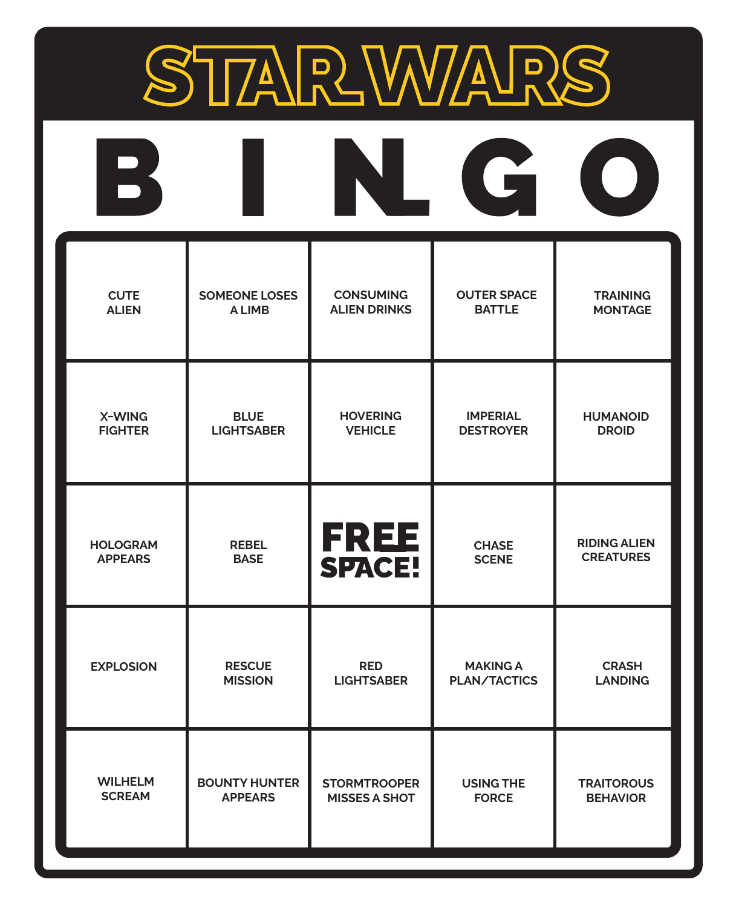# STAR WARS

## B I N G O

| B | I | N | G | O |
|---|---|---|---|---|
| CUTE ALIEN | SOMEONE LOSES A LIMB | CONSUMING ALIEN DRINKS | OUTER SPACE BATTLE | TRAINING MONTAGE |
| X-WING FIGHTER | BLUE LIGHTSABER | HOVERING VEHICLE | IMPERIAL DESTROYER | HUMANOID DROID |
| HOLOGRAM APPEARS | REBEL BASE | FREE SPACE! | CHASE SCENE | RIDING ALIEN CREATURES |
| EXPLOSION | RESCUE MISSION | RED LIGHTSABER | MAKING A PLAN/TACTICS | CRASH LANDING |
| WILHELM SCREAM | BOUNTY HUNTER APPEARS | STORMTROOPER MISSES A SHOT | USING THE FORCE | TRAITOROUS BEHAVIOR |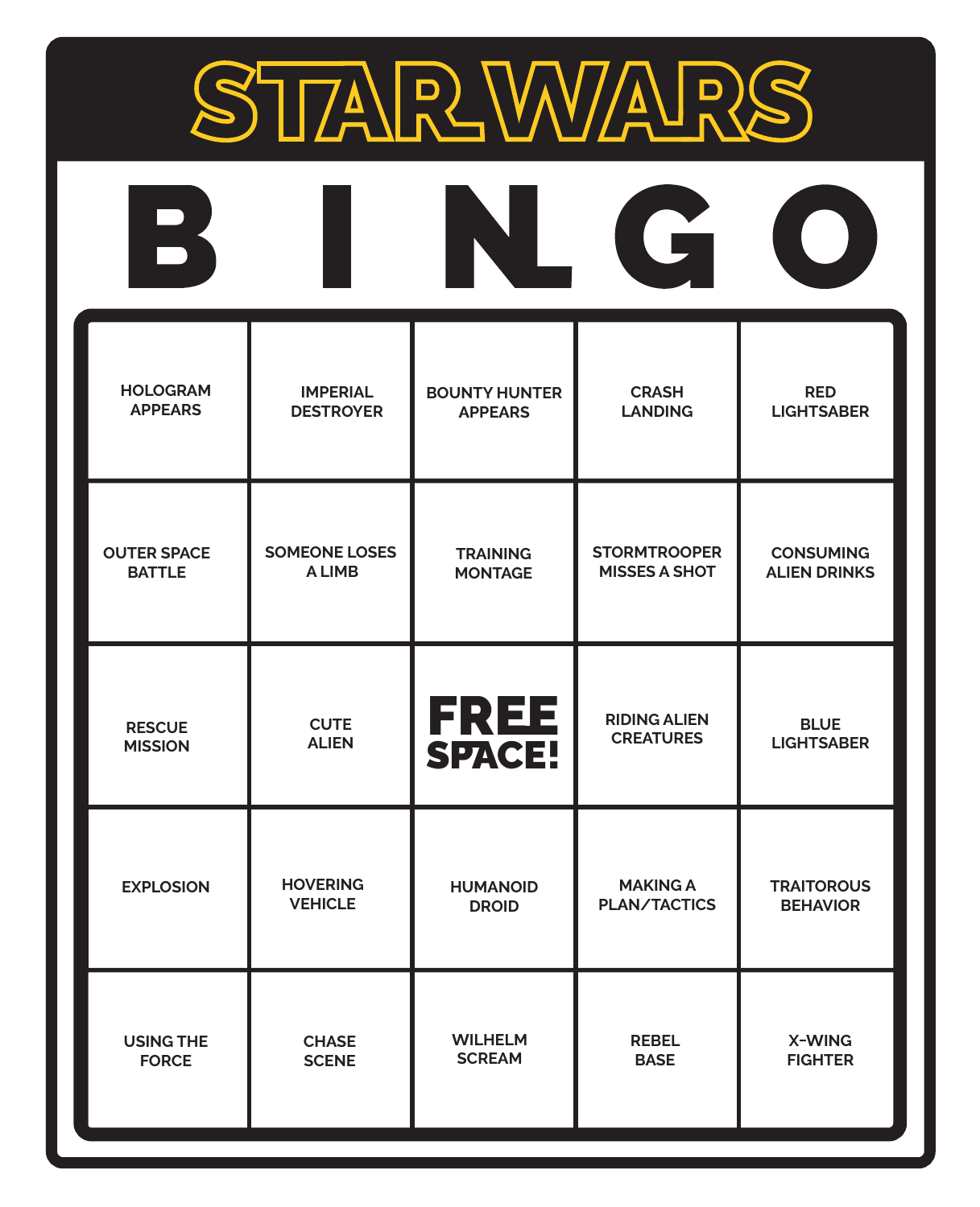# STAR WARS

# B I N G O

| B | I | N | G | O |
|---|---|---|---|---|
| HOLOGRAM APPEARS | IMPERIAL DESTROYER | BOUNTY HUNTER APPEARS | CRASH LANDING | RED LIGHTSABER |
| OUTER SPACE BATTLE | SOMEONE LOSES A LIMB | TRAINING MONTAGE | STORMTROOPER MISSES A SHOT | CONSUMING ALIEN DRINKS |
| RESCUE MISSION | CUTE ALIEN | **FREE SPACE!** | RIDING ALIEN CREATURES | BLUE LIGHTSABER |
| EXPLOSION | HOVERING VEHICLE | HUMANOID DROID | MAKING A PLAN/TACTICS | TRAITOROUS BEHAVIOR |
| USING THE FORCE | CHASE SCENE | WILHELM SCREAM | REBEL BASE | X-WING FIGHTER |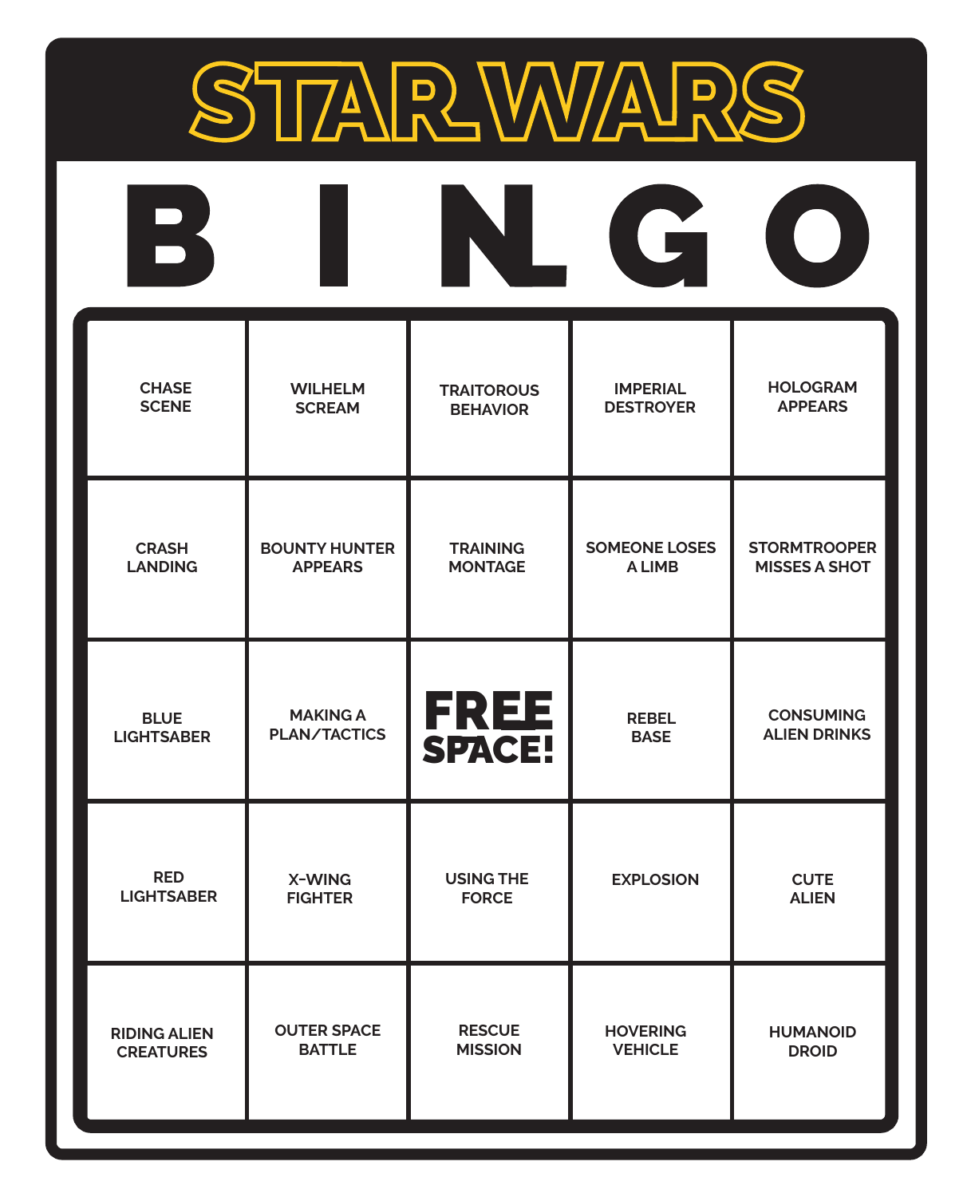# STAR WARS

## B I N G O

| B | I | N | G | O |
|---|---|---|---|---|
| CHASE SCENE | WILHELM SCREAM | TRAITOROUS BEHAVIOR | IMPERIAL DESTROYER | HOLOGRAM APPEARS |
| CRASH LANDING | BOUNTY HUNTER APPEARS | TRAINING MONTAGE | SOMEONE LOSES A LIMB | STORMTROOPER MISSES A SHOT |
| BLUE LIGHTSABER | MAKING A PLAN/TACTICS | FREE SPACE! | REBEL BASE | CONSUMING ALIEN DRINKS |
| RED LIGHTSABER | X-WING FIGHTER | USING THE FORCE | EXPLOSION | CUTE ALIEN |
| RIDING ALIEN CREATURES | OUTER SPACE BATTLE | RESCUE MISSION | HOVERING VEHICLE | HUMANOID DROID |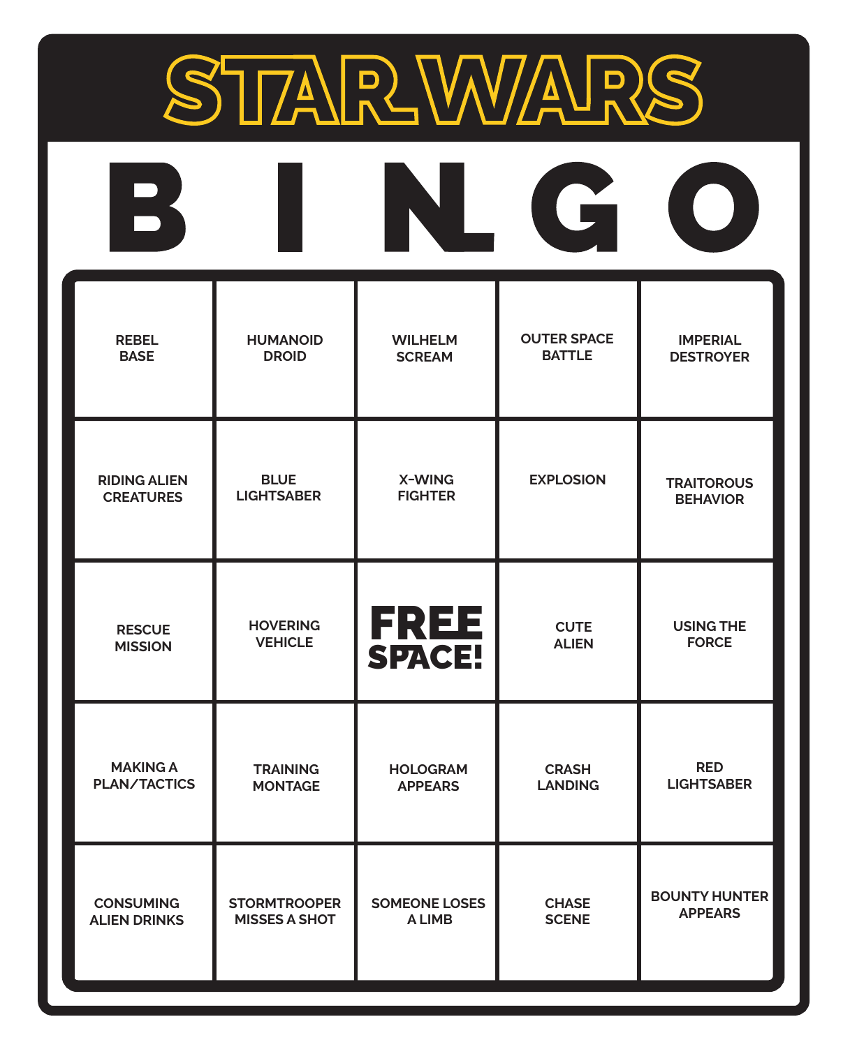# STAR WARS

## B I N G O

| B | I | N | G | O |
|---|---|---|---|---|
| REBEL BASE | HUMANOID DROID | WILHELM SCREAM | OUTER SPACE BATTLE | IMPERIAL DESTROYER |
| RIDING ALIEN CREATURES | BLUE LIGHTSABER | X-WING FIGHTER | EXPLOSION | TRAITOROUS BEHAVIOR |
| RESCUE MISSION | HOVERING VEHICLE | **FREE SPACE!** | CUTE ALIEN | USING THE FORCE |
| MAKING A PLAN/TACTICS | TRAINING MONTAGE | HOLOGRAM APPEARS | CRASH LANDING | RED LIGHTSABER |
| CONSUMING ALIEN DRINKS | STORMTROOPER MISSES A SHOT | SOMEONE LOSES A LIMB | CHASE SCENE | BOUNTY HUNTER APPEARS |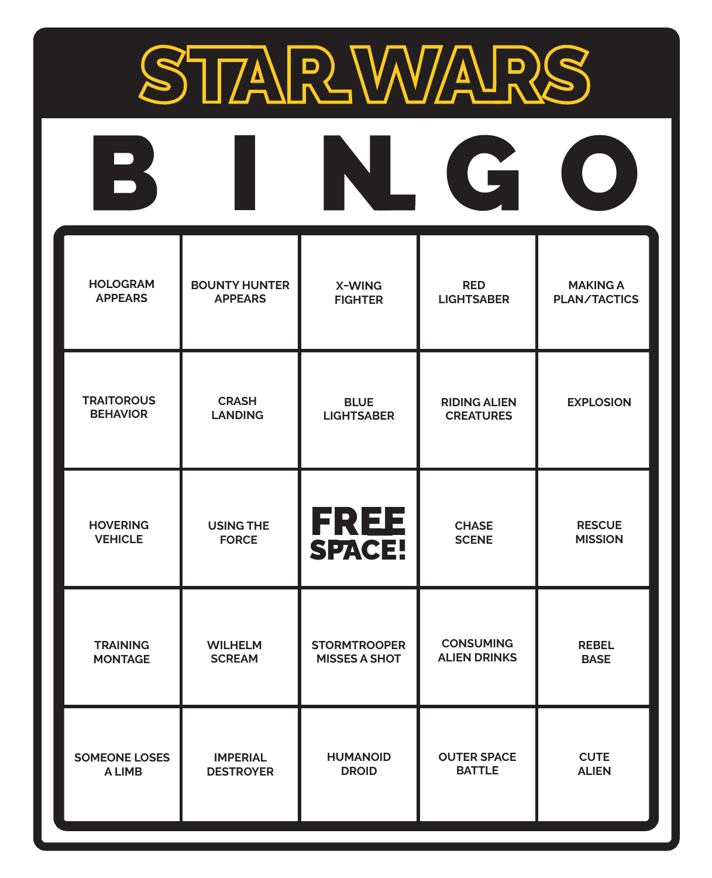# STAR WARS

## B I N G O

| B | I | N | G | O |
| --- | --- | --- | --- | --- |
| HOLOGRAM APPEARS | BOUNTY HUNTER APPEARS | X-WING FIGHTER | RED LIGHTSABER | MAKING A PLAN/TACTICS |
| TRAITOROUS BEHAVIOR | CRASH LANDING | BLUE LIGHTSABER | RIDING ALIEN CREATURES | EXPLOSION |
| HOVERING VEHICLE | USING THE FORCE | FREE SPACE! | CHASE SCENE | RESCUE MISSION |
| TRAINING MONTAGE | WILHELM SCREAM | STORMTROOPER MISSES A SHOT | CONSUMING ALIEN DRINKS | REBEL BASE |
| SOMEONE LOSES A LIMB | IMPERIAL DESTROYER | HUMANOID DROID | OUTER SPACE BATTLE | CUTE ALIEN |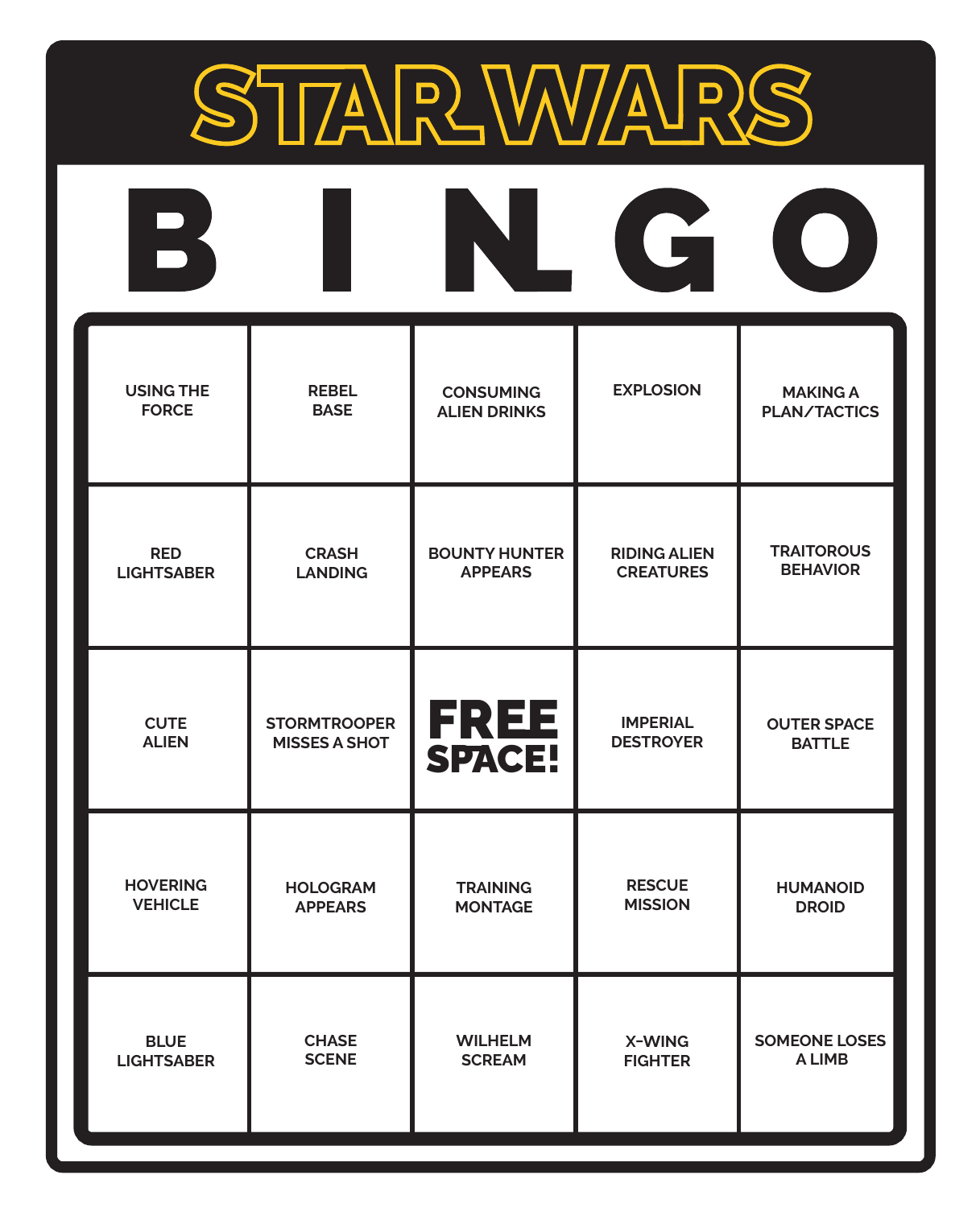# STAR WARS

## B I N G O

| B | I | N | G | O |
|---|---|---|---|---|
| USING THE FORCE | REBEL BASE | CONSUMING ALIEN DRINKS | EXPLOSION | MAKING A PLAN/TACTICS |
| RED LIGHTSABER | CRASH LANDING | BOUNTY HUNTER APPEARS | RIDING ALIEN CREATURES | TRAITOROUS BEHAVIOR |
| CUTE ALIEN | STORMTROOPER MISSES A SHOT | **FREE SPACE!** | IMPERIAL DESTROYER | OUTER SPACE BATTLE |
| HOVERING VEHICLE | HOLOGRAM APPEARS | TRAINING MONTAGE | RESCUE MISSION | HUMANOID DROID |
| BLUE LIGHTSABER | CHASE SCENE | WILHELM SCREAM | X-WING FIGHTER | SOMEONE LOSES A LIMB |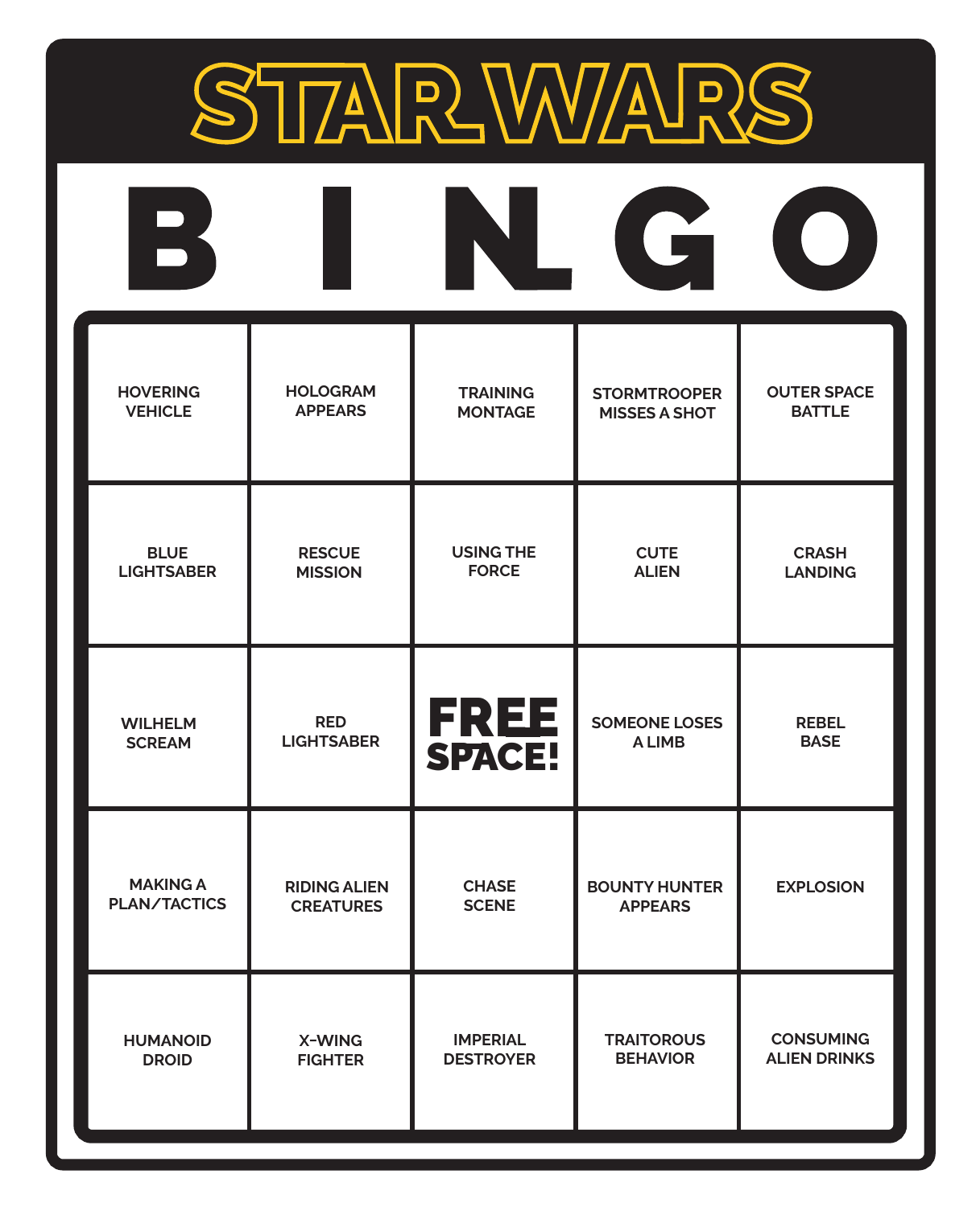# STAR WARS

## B I N G O

| B | I | N | G | O |
| --- | --- | --- | --- | --- |
| HOVERING VEHICLE | HOLOGRAM APPEARS | TRAINING MONTAGE | STORMTROOPER MISSES A SHOT | OUTER SPACE BATTLE |
| BLUE LIGHTSABER | RESCUE MISSION | USING THE FORCE | CUTE ALIEN | CRASH LANDING |
| WILHELM SCREAM | RED LIGHTSABER | FREE SPACE! | SOMEONE LOSES A LIMB | REBEL BASE |
| MAKING A PLAN/TACTICS | RIDING ALIEN CREATURES | CHASE SCENE | BOUNTY HUNTER APPEARS | EXPLOSION |
| HUMANOID DROID | X-WING FIGHTER | IMPERIAL DESTROYER | TRAITOROUS BEHAVIOR | CONSUMING ALIEN DRINKS |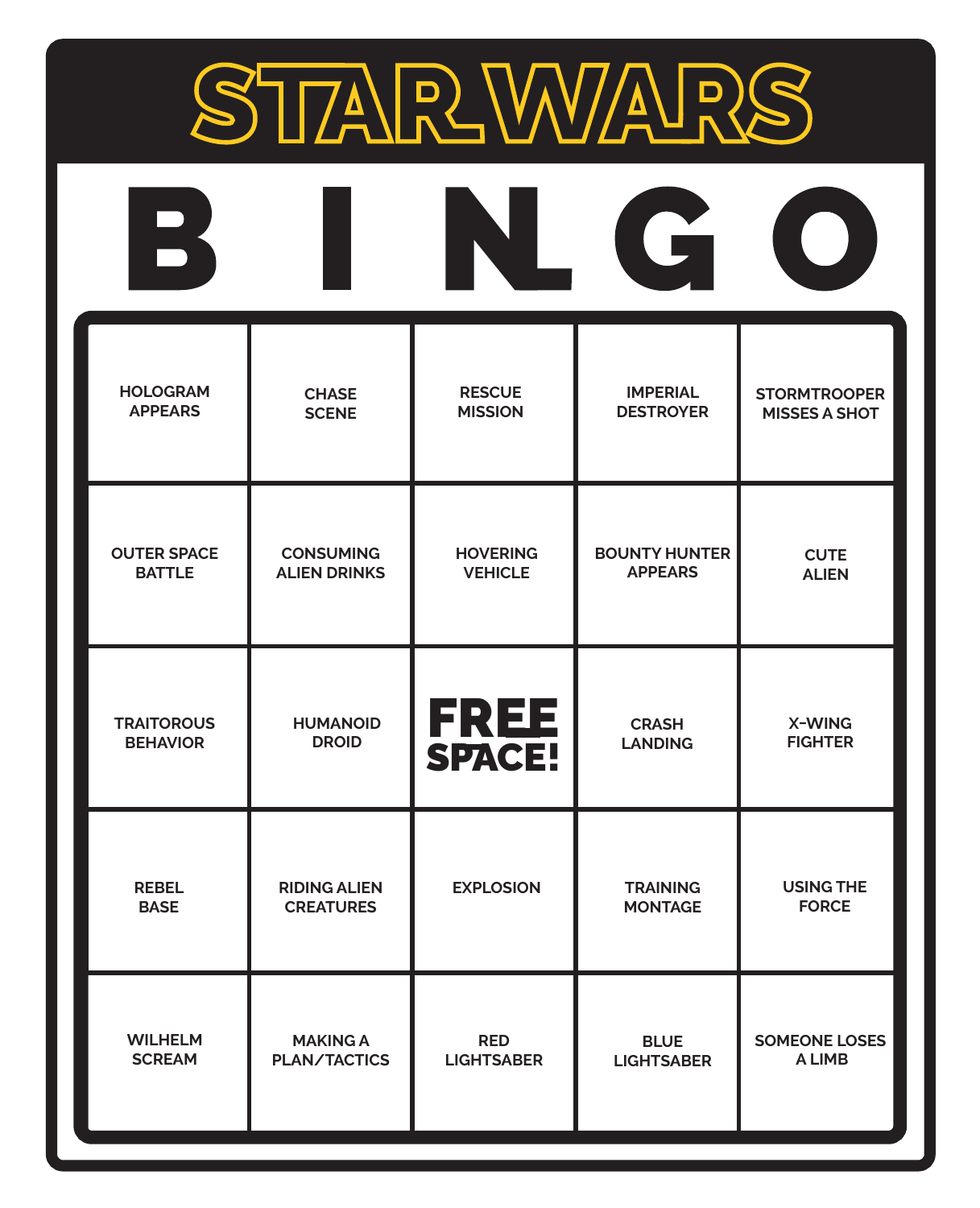# STAR WARS

| B | I | N | G | O |
|---|---|---|---|---|
| HOLOGRAM APPEARS | CHASE SCENE | RESCUE MISSION | IMPERIAL DESTROYER | STORMTROOPER MISSES A SHOT |
| OUTER SPACE BATTLE | CONSUMING ALIEN DRINKS | HOVERING VEHICLE | BOUNTY HUNTER APPEARS | CUTE ALIEN |
| TRAITOROUS BEHAVIOR | HUMANOID DROID | FREE SPACE! | CRASH LANDING | X-WING FIGHTER |
| REBEL BASE | RIDING ALIEN CREATURES | EXPLOSION | TRAINING MONTAGE | USING THE FORCE |
| WILHELM SCREAM | MAKING A PLAN/TACTICS | RED LIGHTSABER | BLUE LIGHTSABER | SOMEONE LOSES A LIMB |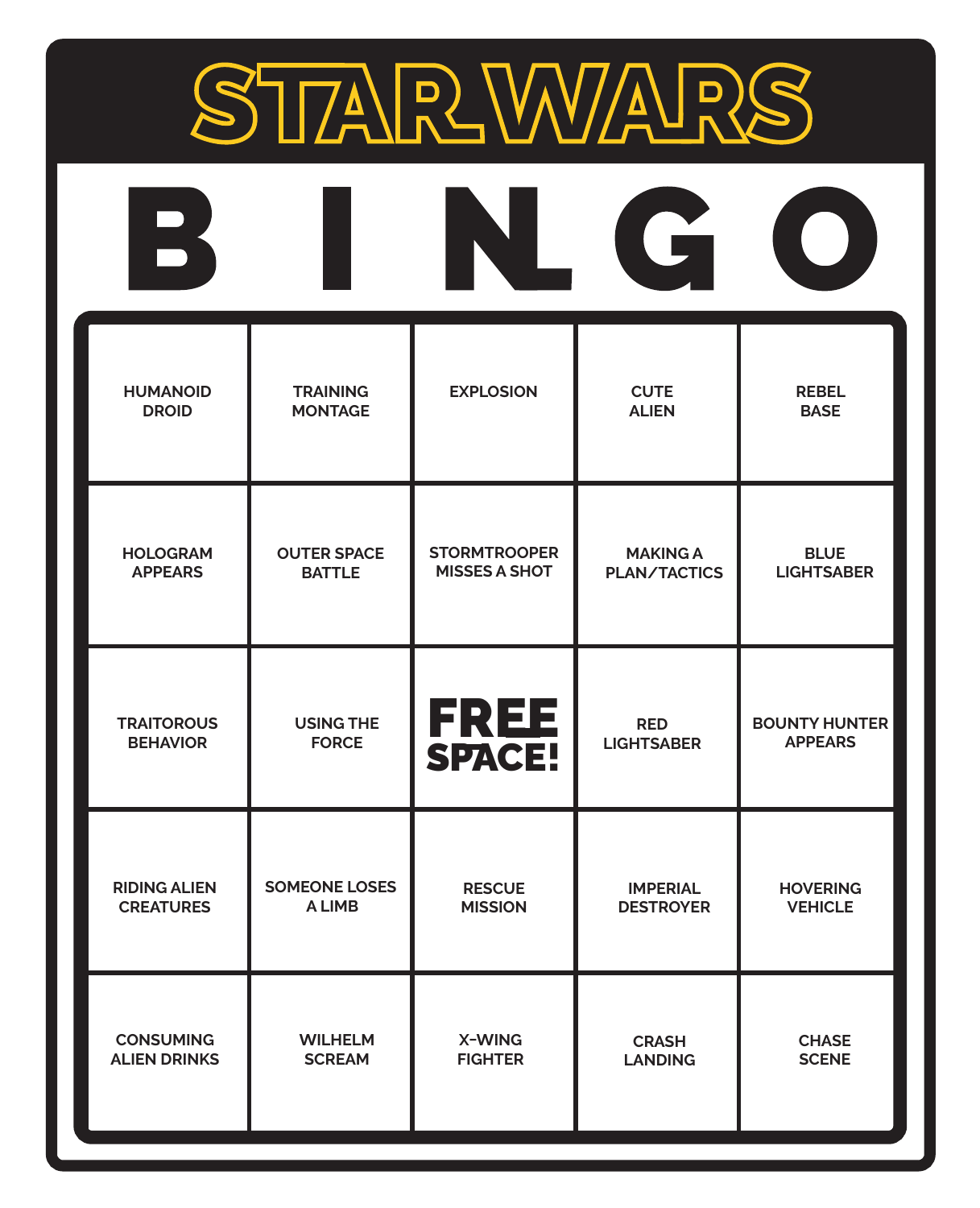# STAR WARS

## B I N G O

| B | I | N | G | O |
|---|---|---|---|---|
| HUMANOID DROID | TRAINING MONTAGE | EXPLOSION | CUTE ALIEN | REBEL BASE |
| HOLOGRAM APPEARS | OUTER SPACE BATTLE | STORMTROOPER MISSES A SHOT | MAKING A PLAN/TACTICS | BLUE LIGHTSABER |
| TRAITOROUS BEHAVIOR | USING THE FORCE | **FREE SPACE!** | RED LIGHTSABER | BOUNTY HUNTER APPEARS |
| RIDING ALIEN CREATURES | SOMEONE LOSES A LIMB | RESCUE MISSION | IMPERIAL DESTROYER | HOVERING VEHICLE |
| CONSUMING ALIEN DRINKS | WILHELM SCREAM | X-WING FIGHTER | CRASH LANDING | CHASE SCENE |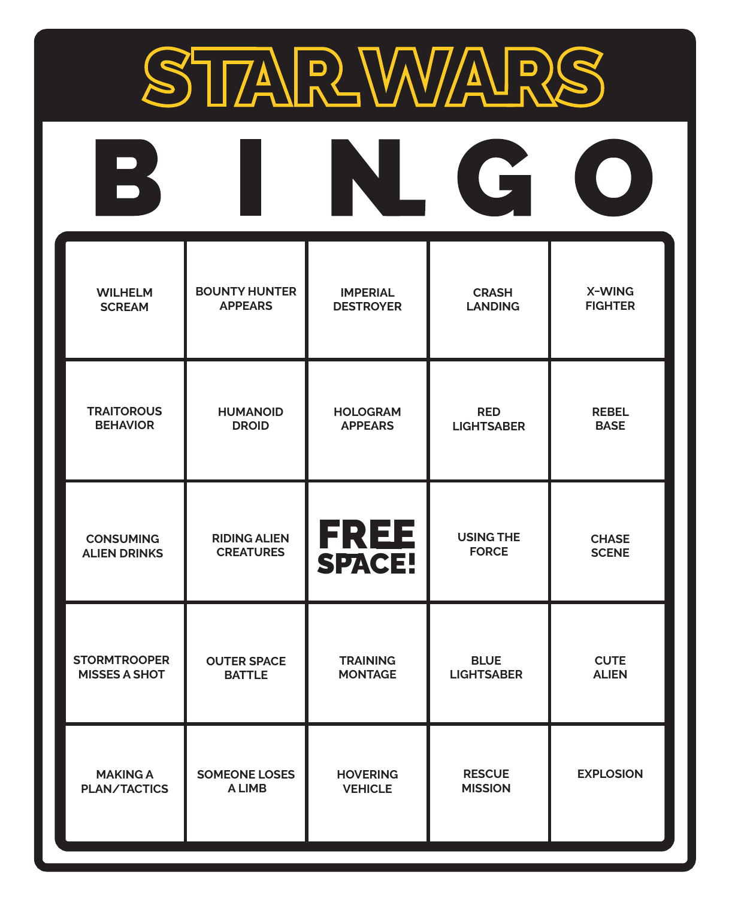# STAR WARS

## B I N G O

| B | I | N | G | O |
|---|---|---|---|---|
| WILHELM SCREAM | BOUNTY HUNTER APPEARS | IMPERIAL DESTROYER | CRASH LANDING | X-WING FIGHTER |
| TRAITOROUS BEHAVIOR | HUMANOID DROID | HOLOGRAM APPEARS | RED LIGHTSABER | REBEL BASE |
| CONSUMING ALIEN DRINKS | RIDING ALIEN CREATURES | FREE SPACE! | USING THE FORCE | CHASE SCENE |
| STORMTROOPER MISSES A SHOT | OUTER SPACE BATTLE | TRAINING MONTAGE | BLUE LIGHTSABER | CUTE ALIEN |
| MAKING A PLAN/TACTICS | SOMEONE LOSES A LIMB | HOVERING VEHICLE | RESCUE MISSION | EXPLOSION |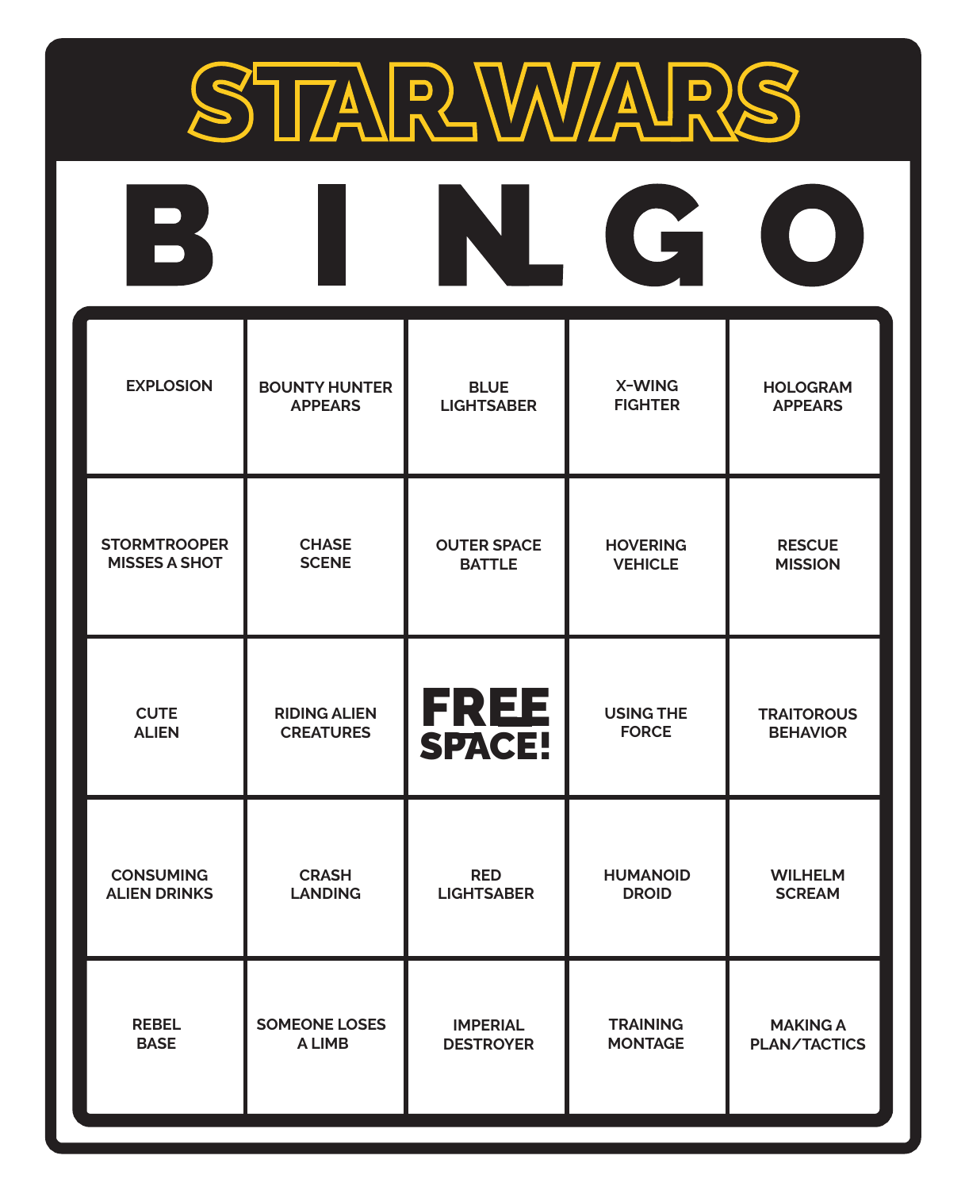# STAR WARS

## B I N G O

| B | I | N | G | O |
|---|---|---|---|---|
| EXPLOSION | BOUNTY HUNTER APPEARS | BLUE LIGHTSABER | X-WING FIGHTER | HOLOGRAM APPEARS |
| STORMTROOPER MISSES A SHOT | CHASE SCENE | OUTER SPACE BATTLE | HOVERING VEHICLE | RESCUE MISSION |
| CUTE ALIEN | RIDING ALIEN CREATURES | FREE SPACE! | USING THE FORCE | TRAITOROUS BEHAVIOR |
| CONSUMING ALIEN DRINKS | CRASH LANDING | RED LIGHTSABER | HUMANOID DROID | WILHELM SCREAM |
| REBEL BASE | SOMEONE LOSES A LIMB | IMPERIAL DESTROYER | TRAINING MONTAGE | MAKING A PLAN/TACTICS |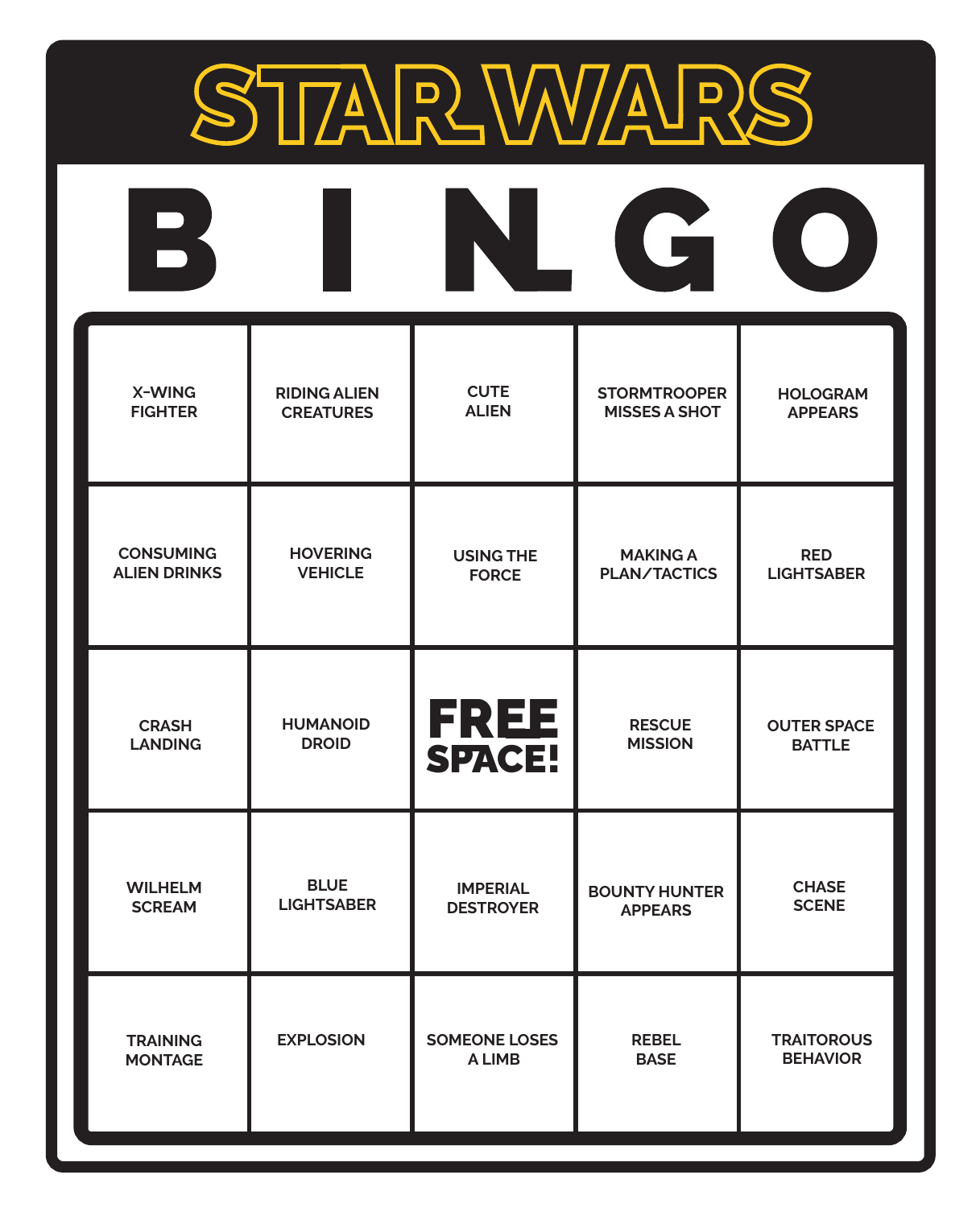# STAR WARS

## B I N G O

| B | I | N | G | O |
| --- | --- | --- | --- | --- |
| X-WING FIGHTER | RIDING ALIEN CREATURES | CUTE ALIEN | STORMTROOPER MISSES A SHOT | HOLOGRAM APPEARS |
| CONSUMING ALIEN DRINKS | HOVERING VEHICLE | USING THE FORCE | MAKING A PLAN/TACTICS | RED LIGHTSABER |
| CRASH LANDING | HUMANOID DROID | FREE SPACE! | RESCUE MISSION | OUTER SPACE BATTLE |
| WILHELM SCREAM | BLUE LIGHTSABER | IMPERIAL DESTROYER | BOUNTY HUNTER APPEARS | CHASE SCENE |
| TRAINING MONTAGE | EXPLOSION | SOMEONE LOSES A LIMB | REBEL BASE | TRAITOROUS BEHAVIOR |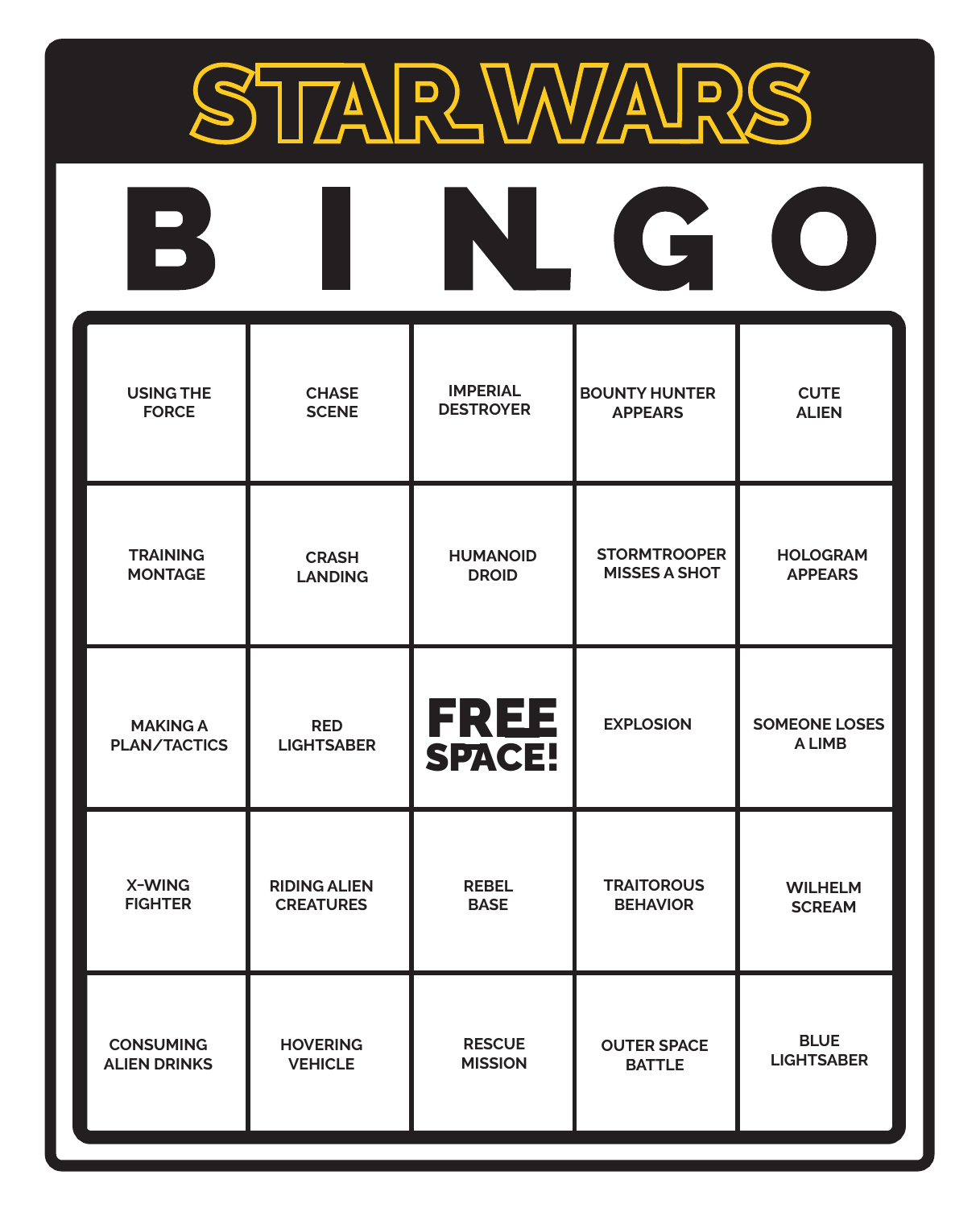# STAR WARS

## B I N G O

| B | I | N | G | O |
|---|---|---|---|---|
| USING THE FORCE | CHASE SCENE | IMPERIAL DESTROYER | BOUNTY HUNTER APPEARS | CUTE ALIEN |
| TRAINING MONTAGE | CRASH LANDING | HUMANOID DROID | STORMTROOPER MISSES A SHOT | HOLOGRAM APPEARS |
| MAKING A PLAN/TACTICS | RED LIGHTSABER | FREE SPACE! | EXPLOSION | SOMEONE LOSES A LIMB |
| X-WING FIGHTER | RIDING ALIEN CREATURES | REBEL BASE | TRAITOROUS BEHAVIOR | WILHELM SCREAM |
| CONSUMING ALIEN DRINKS | HOVERING VEHICLE | RESCUE MISSION | OUTER SPACE BATTLE | BLUE LIGHTSABER |